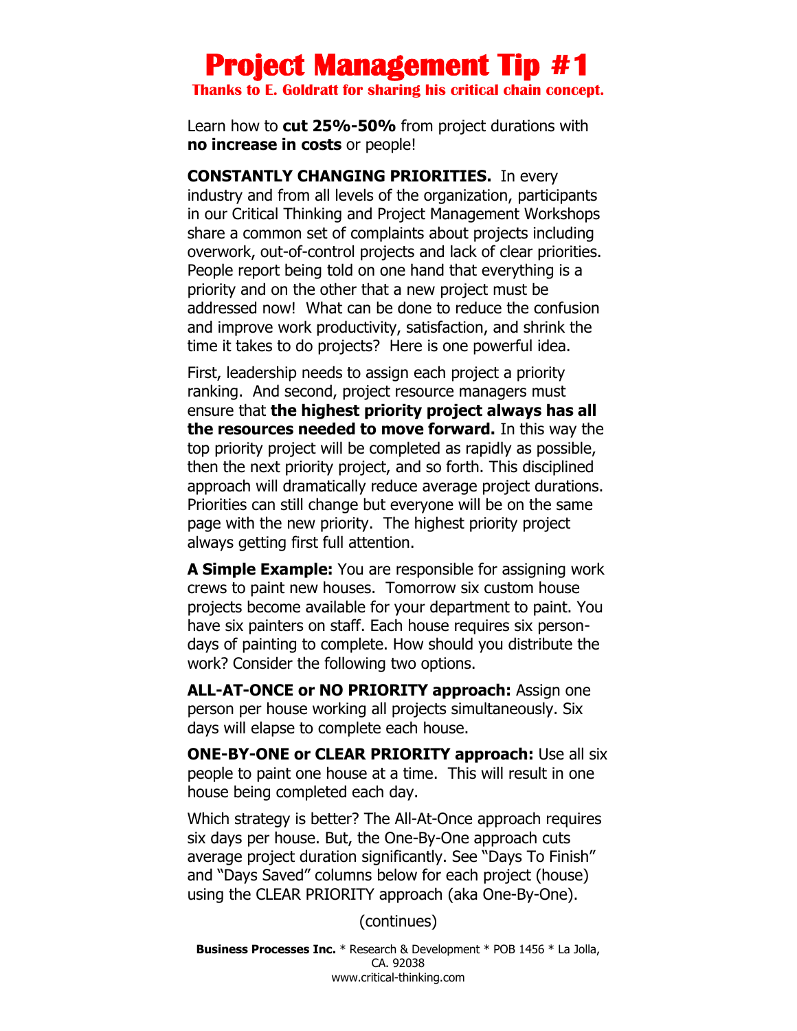# Project Management Tip #1

**Thanks to E. Goldratt for sharing his critical chain concept.**

Learn how to **cut 25%-50%** from project durations with **no increase in costs** or people!

**CONSTANTLY CHANGING PRIORITIES.** In every industry and from all levels of the organization, participants in our Critical Thinking and Project Management Workshops share a common set of complaints about projects including overwork, out-of-control projects and lack of clear priorities. People report being told on one hand that everything is a priority and on the other that a new project must be addressed now! What can be done to reduce the confusion and improve work productivity, satisfaction, and shrink the time it takes to do projects? Here is one powerful idea.

First, leadership needs to assign each project a priority ranking. And second, project resource managers must ensure that **the highest priority project always has all the resources needed to move forward.** In this way the top priority project will be completed as rapidly as possible, then the next priority project, and so forth. This disciplined approach will dramatically reduce average project durations. Priorities can still change but everyone will be on the same page with the new priority. The highest priority project always getting first full attention.

**A Simple Example:** You are responsible for assigning work crews to paint new houses. Tomorrow six custom house projects become available for your department to paint. You have six painters on staff. Each house requires six person-days of painting to complete. How should you distribute the work? Consider the following two options.

**ALL-AT-ONCE or NO PRIORITY approach:** Assign one person per house working all projects simultaneously. Six days will elapse to complete each house.

**ONE-BY-ONE or CLEAR PRIORITY approach:** Use all six people to paint one house at a time. This will result in one house being completed each day.

Which strategy is better? The All-At-Once approach requires six days per house. But, the One-By-One approach cuts average project duration significantly. See "Days To Finish" and "Days Saved" columns below for each project (house) using the CLEAR PRIORITY approach (aka One-By-One).

(continues)

**Business Processes Inc.** * Research & Development * POB 1456 * La Jolla, CA. 92038
www.critical-thinking.com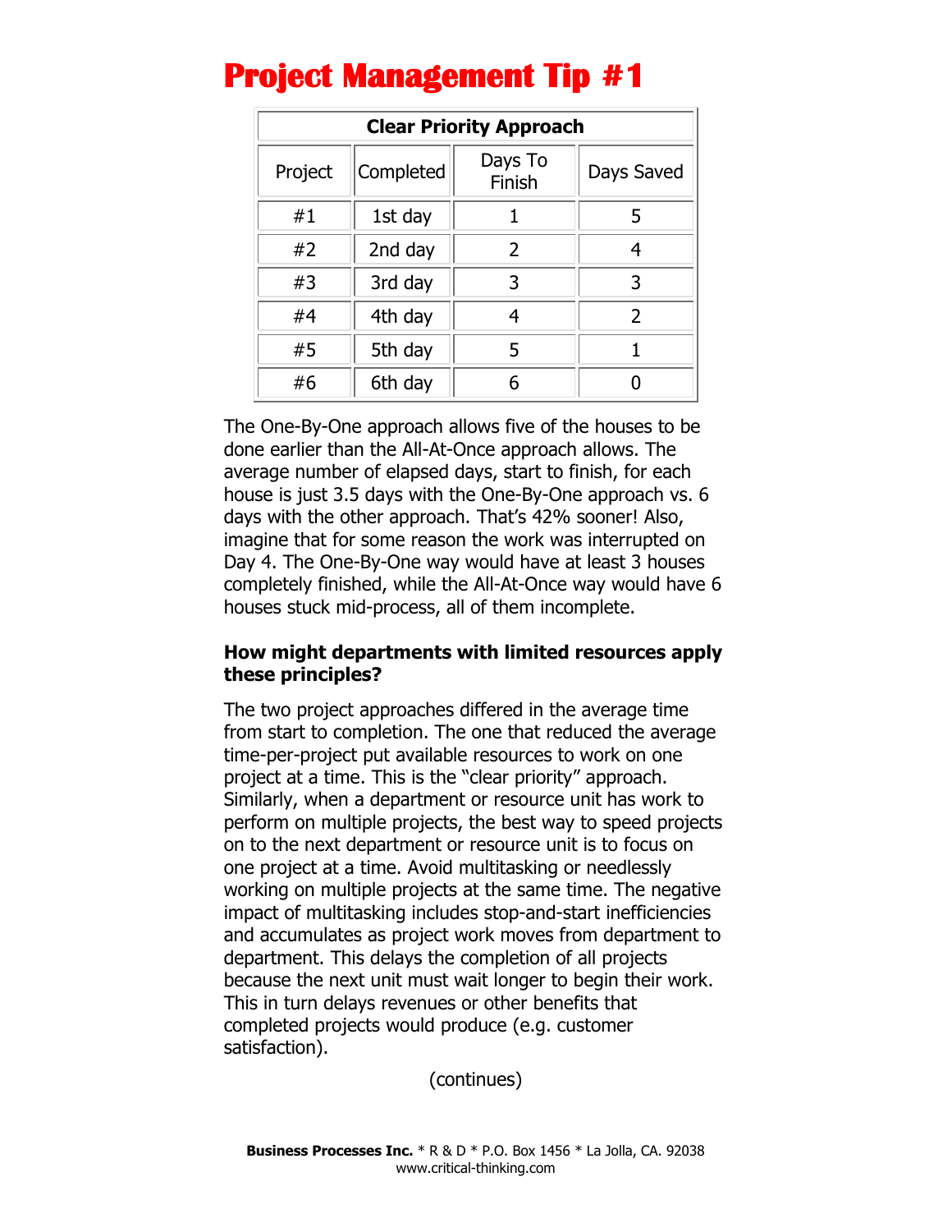# Project Management Tip #1

| Clear Priority Approach | | | |
|---|---|---|---|
| Project | Completed | Days To Finish | Days Saved |
| #1 | 1st day | 1 | 5 |
| #2 | 2nd day | 2 | 4 |
| #3 | 3rd day | 3 | 3 |
| #4 | 4th day | 4 | 2 |
| #5 | 5th day | 5 | 1 |
| #6 | 6th day | 6 | 0 |

The One-By-One approach allows five of the houses to be done earlier than the All-At-Once approach allows. The average number of elapsed days, start to finish, for each house is just 3.5 days with the One-By-One approach vs. 6 days with the other approach. That's 42% sooner! Also, imagine that for some reason the work was interrupted on Day 4. The One-By-One way would have at least 3 houses completely finished, while the All-At-Once way would have 6 houses stuck mid-process, all of them incomplete.

**How might departments with limited resources apply these principles?**

The two project approaches differed in the average time from start to completion. The one that reduced the average time-per-project put available resources to work on one project at a time. This is the "clear priority" approach. Similarly, when a department or resource unit has work to perform on multiple projects, the best way to speed projects on to the next department or resource unit is to focus on one project at a time. Avoid multitasking or needlessly working on multiple projects at the same time. The negative impact of multitasking includes stop-and-start inefficiencies and accumulates as project work moves from department to department. This delays the completion of all projects because the next unit must wait longer to begin their work. This in turn delays revenues or other benefits that completed projects would produce (e.g. customer satisfaction).

(continues)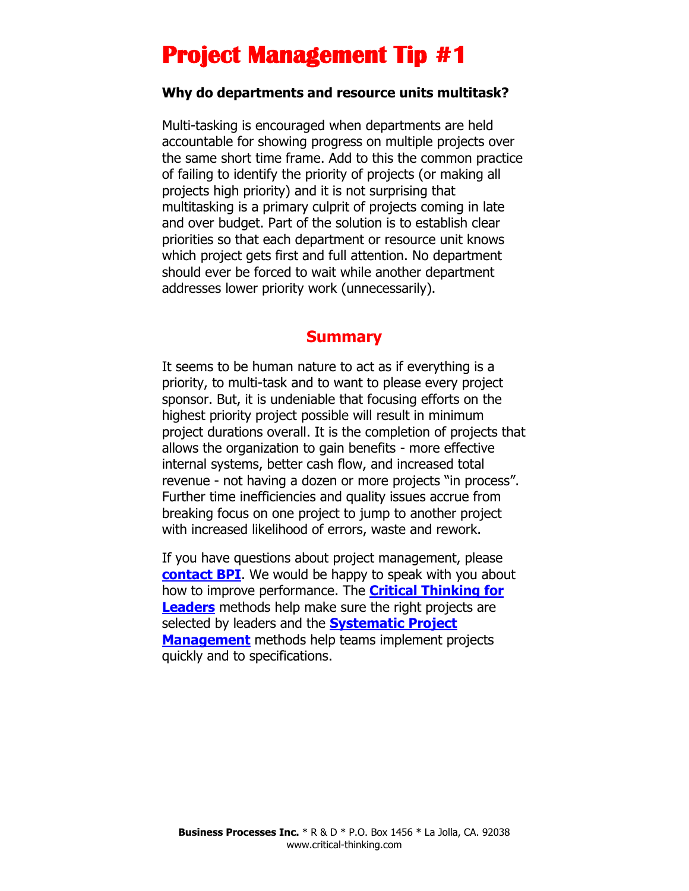# Project Management Tip #1

**Why do departments and resource units multitask?**

Multi-tasking is encouraged when departments are held accountable for showing progress on multiple projects over the same short time frame. Add to this the common practice of failing to identify the priority of projects (or making all projects high priority) and it is not surprising that multitasking is a primary culprit of projects coming in late and over budget. Part of the solution is to establish clear priorities so that each department or resource unit knows which project gets first and full attention. No department should ever be forced to wait while another department addresses lower priority work (unnecessarily).

## Summary

It seems to be human nature to act as if everything is a priority, to multi-task and to want to please every project sponsor. But, it is undeniable that focusing efforts on the highest priority project possible will result in minimum project durations overall. It is the completion of projects that allows the organization to gain benefits - more effective internal systems, better cash flow, and increased total revenue - not having a dozen or more projects "in process". Further time inefficiencies and quality issues accrue from breaking focus on one project to jump to another project with increased likelihood of errors, waste and rework.

If you have questions about project management, please **contact BPI**. We would be happy to speak with you about how to improve performance. The **Critical Thinking for Leaders** methods help make sure the right projects are selected by leaders and the **Systematic Project Management** methods help teams implement projects quickly and to specifications.

**Business Processes Inc.** * R & D * P.O. Box 1456 * La Jolla, CA. 92038
www.critical-thinking.com